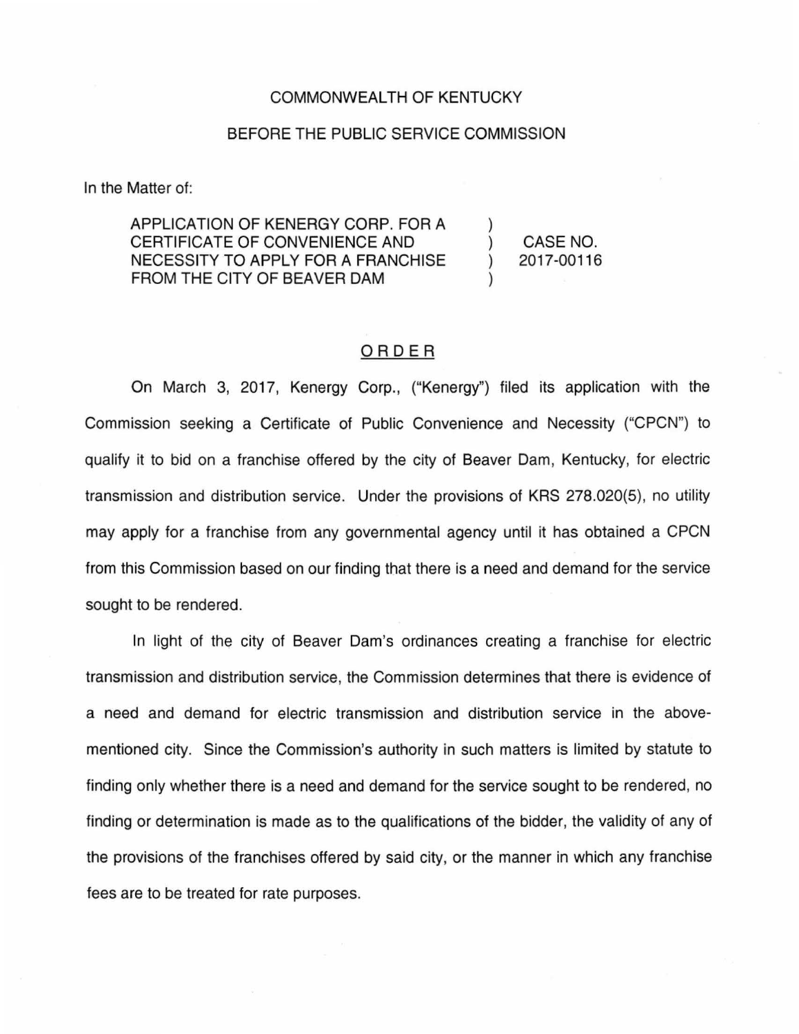COMMONWEALTH OF KENTUCKY

BEFORE THE PUBLIC SERVICE COMMISSION

In the Matter of:

| | | |
|---|---|---|
| APPLICATION OF KENERGY CORP. FOR A CERTIFICATE OF CONVENIENCE AND NECESSITY TO APPLY FOR A FRANCHISE FROM THE CITY OF BEAVER DAM | ) ) ) ) | CASE NO. 2017-00116 |

## ORDER

On March 3, 2017, Kenergy Corp., ("Kenergy") filed its application with the Commission seeking a Certificate of Public Convenience and Necessity ("CPCN") to qualify it to bid on a franchise offered by the city of Beaver Dam, Kentucky, for electric transmission and distribution service. Under the provisions of KRS 278.020(5), no utility may apply for a franchise from any governmental agency until it has obtained a CPCN from this Commission based on our finding that there is a need and demand for the service sought to be rendered.

In light of the city of Beaver Dam's ordinances creating a franchise for electric transmission and distribution service, the Commission determines that there is evidence of a need and demand for electric transmission and distribution service in the above-mentioned city. Since the Commission's authority in such matters is limited by statute to finding only whether there is a need and demand for the service sought to be rendered, no finding or determination is made as to the qualifications of the bidder, the validity of any of the provisions of the franchises offered by said city, or the manner in which any franchise fees are to be treated for rate purposes.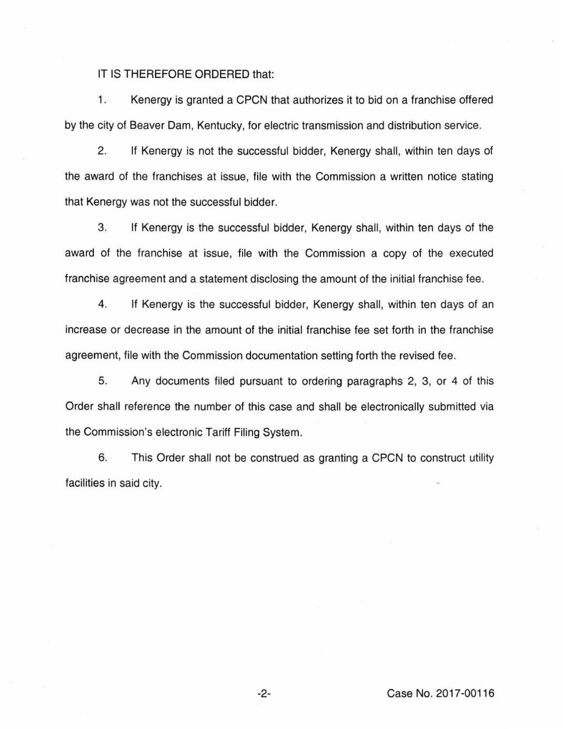IT IS THEREFORE ORDERED that:

1. Kenergy is granted a CPCN that authorizes it to bid on a franchise offered by the city of Beaver Dam, Kentucky, for electric transmission and distribution service.

2. If Kenergy is not the successful bidder, Kenergy shall, within ten days of the award of the franchises at issue, file with the Commission a written notice stating that Kenergy was not the successful bidder.

3. If Kenergy is the successful bidder, Kenergy shall, within ten days of the award of the franchise at issue, file with the Commission a copy of the executed franchise agreement and a statement disclosing the amount of the initial franchise fee.

4. If Kenergy is the successful bidder, Kenergy shall, within ten days of an increase or decrease in the amount of the initial franchise fee set forth in the franchise agreement, file with the Commission documentation setting forth the revised fee.

5. Any documents filed pursuant to ordering paragraphs 2, 3, or 4 of this Order shall reference the number of this case and shall be electronically submitted via the Commission's electronic Tariff Filing System.

6. This Order shall not be construed as granting a CPCN to construct utility facilities in said city.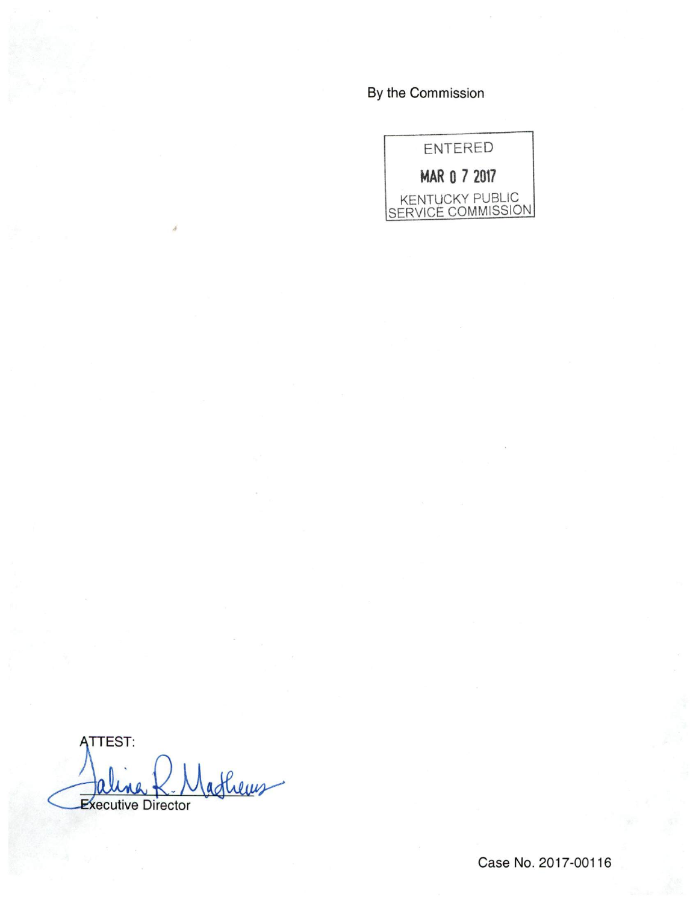By the Commission

ENTERED

MAR 0 7 2017

KENTUCKY PUBLIC SERVICE COMMISSION

ATTEST:

Talina R. Mathews

Executive Director

Case No. 2017-00116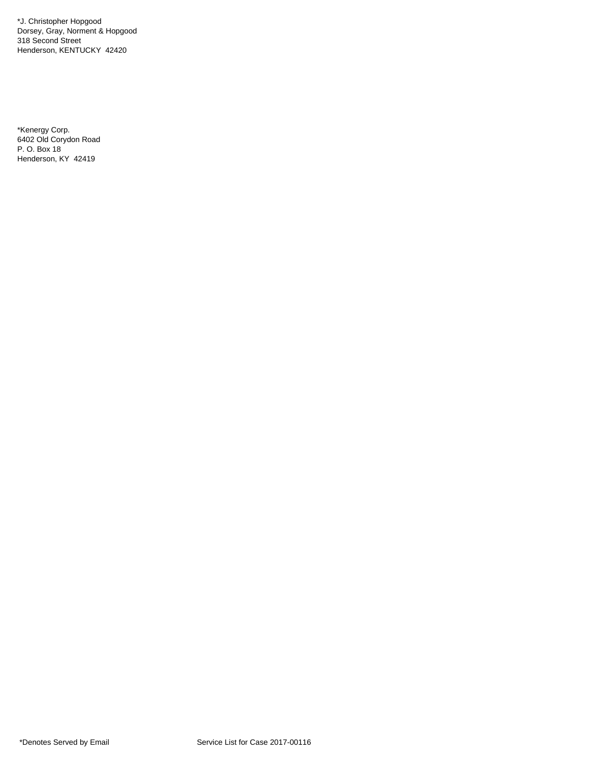*J. Christopher Hopgood
Dorsey, Gray, Norment & Hopgood
318 Second Street
Henderson, KENTUCKY  42420

*Kenergy Corp.
6402 Old Corydon Road
P. O. Box 18
Henderson, KY  42419

*Denotes Served by Email

Service List for Case 2017-00116